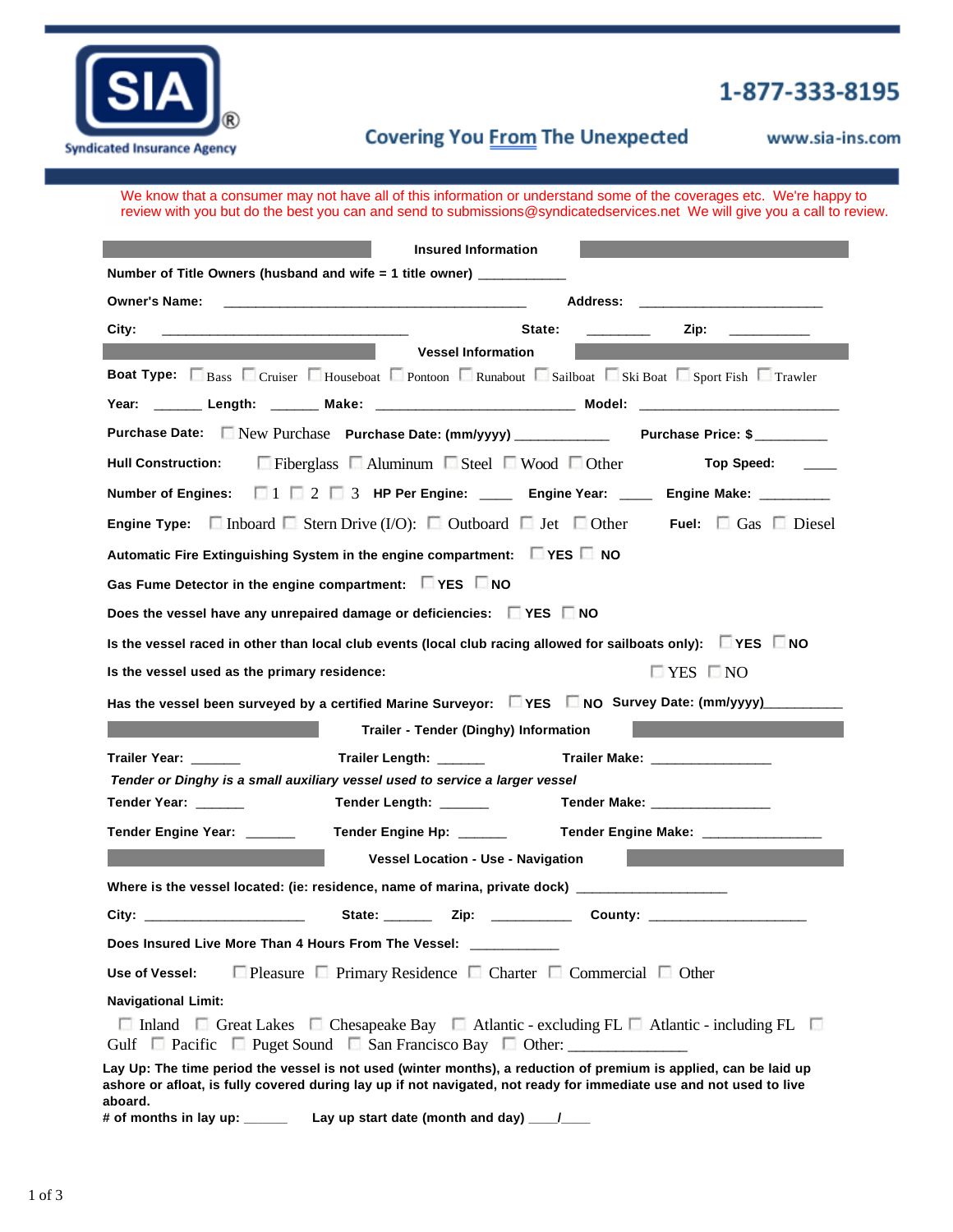**SIA®**
Syndicated Insurance Agency

**1-877-333-8195**

**Covering You From The Unexpected**

www.sia-ins.com

We know that a consumer may not have all of this information or understand some of the coverages etc. We're happy to review with you but do the best you can and send to submissions@syndicatedservices.net We will give you a call to review.

## Insured Information

**Number of Title Owners (husband and wife = 1 title owner)** ___________

**Owner's Name:** ________________________________________ **Address:** ________________________

**City:** _________________________________ **State:** ________ **Zip:** ___________

## Vessel Information

**Boat Type:** ☐ Bass ☐ Cruiser ☐ Houseboat ☐ Pontoon ☐ Runabout ☐ Sailboat ☐ Ski Boat ☐ Sport Fish ☐ Trawler

**Year:** ______ **Length:** ______ **Make:** __________________________ **Model:** __________________________

**Purchase Date:** ☐ New Purchase **Purchase Date: (mm/yyyy)** ____________ **Purchase Price: $** _________

**Hull Construction:** ☐ Fiberglass ☐ Aluminum ☐ Steel ☐ Wood ☐ Other **Top Speed:** ____

**Number of Engines:** ☐ 1 ☐ 2 ☐ 3 **HP Per Engine:** ____ **Engine Year:** ____ **Engine Make:** _________

**Engine Type:** ☐ Inboard ☐ Stern Drive (I/O): ☐ Outboard ☐ Jet ☐ Other **Fuel:** ☐ Gas ☐ Diesel

**Automatic Fire Extinguishing System in the engine compartment:** ☐ **YES** ☐ **NO**

**Gas Fume Detector in the engine compartment:** ☐ **YES** ☐ **NO**

**Does the vessel have any unrepaired damage or deficiencies:** ☐ **YES** ☐ **NO**

**Is the vessel raced in other than local club events (local club racing allowed for sailboats only):** ☐ **YES** ☐ **NO**

**Is the vessel used as the primary residence:** ☐ YES ☐ NO

**Has the vessel been surveyed by a certified Marine Surveyor:** ☐ **YES** ☐ **NO** **Survey Date: (mm/yyyy)**__________

## Trailer - Tender (Dinghy) Information

**Trailer Year:** ______ **Trailer Length:** ______ **Trailer Make:** _______________

***Tender or Dinghy is a small auxiliary vessel used to service a larger vessel***

**Tender Year:** ______ **Tender Length:** ______ **Tender Make:** _______________

**Tender Engine Year:** ______ **Tender Engine Hp:** ______ **Tender Engine Make:** _______________

## Vessel Location - Use - Navigation

**Where is the vessel located: (ie: residence, name of marina, private dock)** ___________________

**City:** ____________________ **State:** ______ **Zip:** __________ **County:** ____________________

**Does Insured Live More Than 4 Hours From The Vessel:** ___________

**Use of Vessel:** ☐ Pleasure ☐ Primary Residence ☐ Charter ☐ Commercial ☐ Other

**Navigational Limit:**

☐ Inland ☐ Great Lakes ☐ Chesapeake Bay ☐ Atlantic - excluding FL ☐ Atlantic - including FL ☐ Gulf ☐ Pacific ☐ Puget Sound ☐ San Francisco Bay ☐ Other: _______________

**Lay Up: The time period the vessel is not used (winter months), a reduction of premium is applied, can be laid up ashore or afloat, is fully covered during lay up if not navigated, not ready for immediate use and not used to live aboard.**

**# of months in lay up:** ______ **Lay up start date (month and day)** ____/____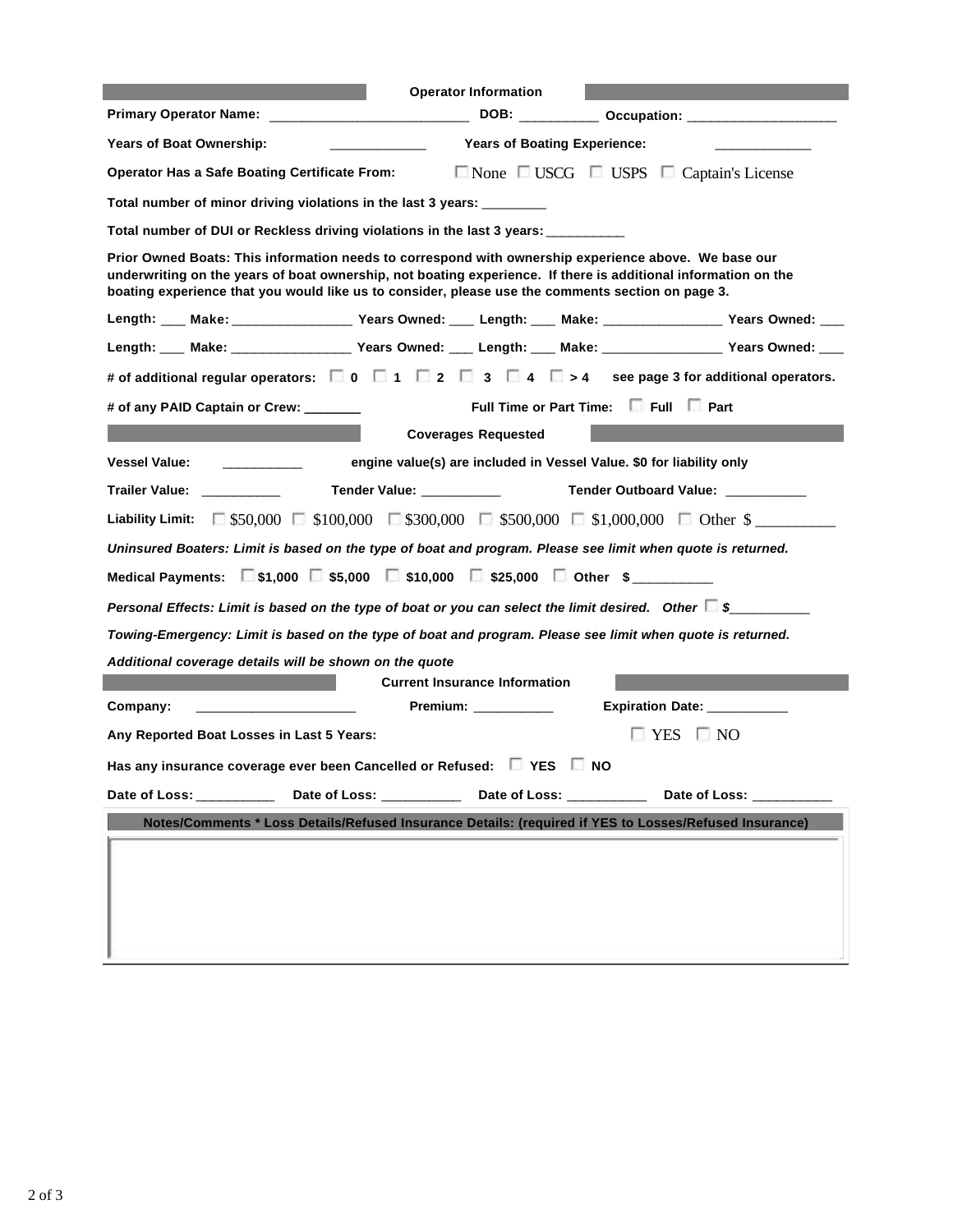## Operator Information

**Primary Operator Name:** ___________________________ **DOB:** __________ **Occupation:** ____________________

**Years of Boat Ownership:** _____________ **Years of Boating Experience:** _____________

**Operator Has a Safe Boating Certificate From:** ☐ None ☐ USCG ☐ USPS ☐ Captain's License

**Total number of minor driving violations in the last 3 years:** ________

**Total number of DUI or Reckless driving violations in the last 3 years:** __________

**Prior Owned Boats: This information needs to correspond with ownership experience above. We base our underwriting on the years of boat ownership, not boating experience. If there is additional information on the boating experience that you would like us to consider, please use the comments section on page 3.**

**Length:** ___ **Make:** ________________ **Years Owned:** ___ **Length:** ___ **Make:** ________________ **Years Owned:** ___

**Length:** ___ **Make:** ________________ **Years Owned:** ___ **Length:** ___ **Make:** ________________ **Years Owned:** ___

**# of additional regular operators:** ☐ 0 ☐ 1 ☐ 2 ☐ 3 ☐ 4 ☐ > 4 **see page 3 for additional operators.**

**# of any PAID Captain or Crew:** _______ **Full Time or Part Time:** ☐ Full ☐ Part

## Coverages Requested

**Vessel Value:** __________ **engine value(s) are included in Vessel Value. $0 for liability only**

**Trailer Value:** __________ **Tender Value:** __________ **Tender Outboard Value:** __________

**Liability Limit:** ☐ $50,000 ☐ $100,000 ☐ $300,000 ☐ $500,000 ☐ $1,000,000 ☐ Other $ __________

***Uninsured Boaters: Limit is based on the type of boat and program. Please see limit when quote is returned.***

**Medical Payments:** ☐ $1,000 ☐ $5,000 ☐ $10,000 ☐ $25,000 ☐ Other $ __________

***Personal Effects: Limit is based on the type of boat or you can select the limit desired. Other ☐ $__________***

***Towing-Emergency: Limit is based on the type of boat and program. Please see limit when quote is returned.***

***Additional coverage details will be shown on the quote***

## Current Insurance Information

**Company:** ______________________ **Premium:** __________ **Expiration Date:** __________

**Any Reported Boat Losses in Last 5 Years:** ☐ YES ☐ NO

**Has any insurance coverage ever been Cancelled or Refused:** ☐ YES ☐ NO

**Date of Loss:** __________ **Date of Loss:** __________ **Date of Loss:** __________ **Date of Loss:** __________

**Notes/Comments * Loss Details/Refused Insurance Details: (required if YES to Losses/Refused Insurance)**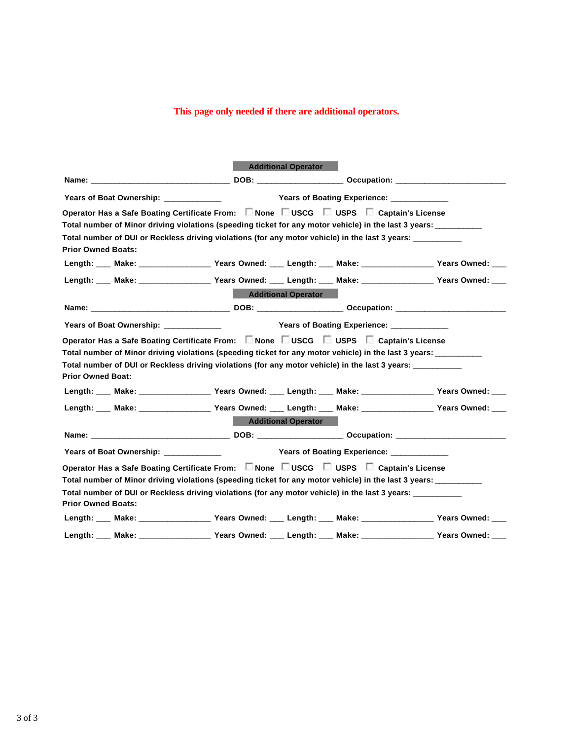**This page only needed if there are additional operators.**

## Additional Operator

**Name:** ________________________________ **DOB:** ____________________ **Occupation:** _________________________

**Years of Boat Ownership:** _____________ **Years of Boating Experience:** _____________

**Operator Has a Safe Boating Certificate From:** ☐ None ☐ USCG ☐ USPS ☐ Captain's License

**Total number of Minor driving violations (speeding ticket for any motor vehicle) in the last 3 years:** ___________

**Total number of DUI or Reckless driving violations (for any motor vehicle) in the last 3 years:** ___________

**Prior Owned Boats:**

**Length:** ___ **Make:** ________________ **Years Owned:** ___ **Length:** ___ **Make:** ________________ **Years Owned:** ___

**Length:** ___ **Make:** ________________ **Years Owned:** ___ **Length:** ___ **Make:** ________________ **Years Owned:** ___

## Additional Operator

**Name:** ________________________________ **DOB:** ____________________ **Occupation:** _________________________

**Years of Boat Ownership:** _____________ **Years of Boating Experience:** _____________

**Operator Has a Safe Boating Certificate From:** ☐ None ☐ USCG ☐ USPS ☐ Captain's License

**Total number of Minor driving violations (speeding ticket for any motor vehicle) in the last 3 years:** ___________

**Total number of DUI or Reckless driving violations (for any motor vehicle) in the last 3 years:** ___________

**Prior Owned Boat:**

**Length:** ___ **Make:** ________________ **Years Owned:** ___ **Length:** ___ **Make:** ________________ **Years Owned:** ___

**Length:** ___ **Make:** ________________ **Years Owned:** ___ **Length:** ___ **Make:** ________________ **Years Owned:** ___

## Additional Operator

**Name:** ________________________________ **DOB:** ____________________ **Occupation:** _________________________

**Years of Boat Ownership:** _____________ **Years of Boating Experience:** _____________

**Operator Has a Safe Boating Certificate From:** ☐ None ☐ USCG ☐ USPS ☐ Captain's License

**Total number of Minor driving violations (speeding ticket for any motor vehicle) in the last 3 years:** ___________

**Total number of DUI or Reckless driving violations (for any motor vehicle) in the last 3 years:** ___________

**Prior Owned Boats:**

**Length:** ___ **Make:** ________________ **Years Owned:** ___ **Length:** ___ **Make:** ________________ **Years Owned:** ___

**Length:** ___ **Make:** ________________ **Years Owned:** ___ **Length:** ___ **Make:** ________________ **Years Owned:** ___